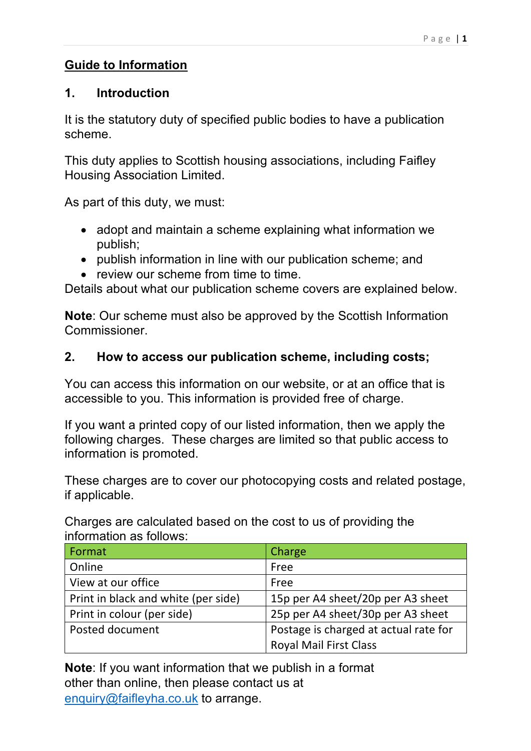# Guide to Information

## 1. Introduction

It is the statutory duty of specified public bodies to have a publication scheme.

This duty applies to Scottish housing associations, including Faifley Housing Association Limited.

As part of this duty, we must:

- adopt and maintain a scheme explaining what information we publish;
- publish information in line with our publication scheme; and
- review our scheme from time to time.

Details about what our publication scheme covers are explained below.

**Note**: Our scheme must also be approved by the Scottish Information Commissioner.

## 2. How to access our publication scheme, including costs;

You can access this information on our website, or at an office that is accessible to you. This information is provided free of charge.

If you want a printed copy of our listed information, then we apply the following charges. These charges are limited so that public access to information is promoted.

These charges are to cover our photocopying costs and related postage, if applicable.

Charges are calculated based on the cost to us of providing the information as follows:

| Format | Charge |
|---|---|
| Online | Free |
| View at our office | Free |
| Print in black and white (per side) | 15p per A4 sheet/20p per A3 sheet |
| Print in colour (per side) | 25p per A4 sheet/30p per A3 sheet |
| Posted document | Postage is charged at actual rate for Royal Mail First Class |

**Note**: If you want information that we publish in a format other than online, then please contact us at enquiry@faifleyha.co.uk to arrange.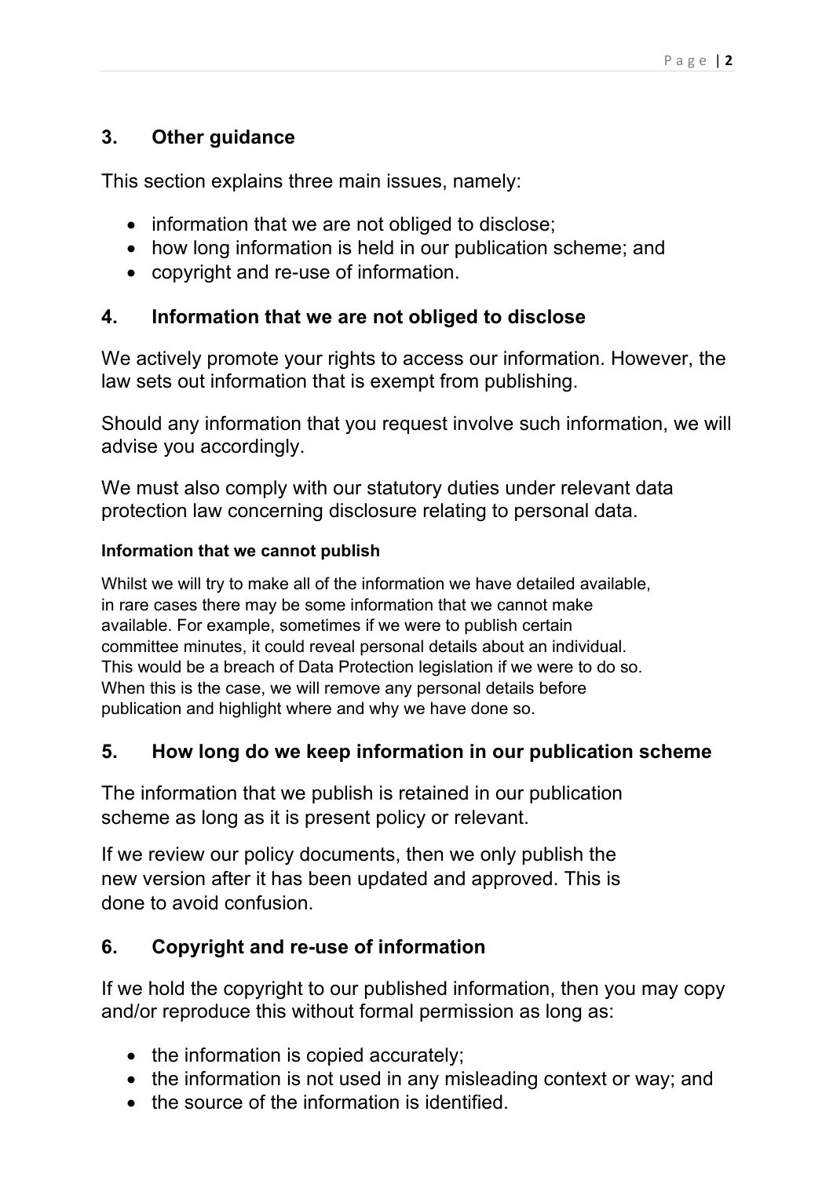## 3. Other guidance

This section explains three main issues, namely:

- information that we are not obliged to disclose;
- how long information is held in our publication scheme; and
- copyright and re-use of information.

## 4. Information that we are not obliged to disclose

We actively promote your rights to access our information. However, the law sets out information that is exempt from publishing.

Should any information that you request involve such information, we will advise you accordingly.

We must also comply with our statutory duties under relevant data protection law concerning disclosure relating to personal data.

#### Information that we cannot publish

Whilst we will try to make all of the information we have detailed available, in rare cases there may be some information that we cannot make available. For example, sometimes if we were to publish certain committee minutes, it could reveal personal details about an individual. This would be a breach of Data Protection legislation if we were to do so. When this is the case, we will remove any personal details before publication and highlight where and why we have done so.

## 5. How long do we keep information in our publication scheme

The information that we publish is retained in our publication scheme as long as it is present policy or relevant.

If we review our policy documents, then we only publish the new version after it has been updated and approved. This is done to avoid confusion.

## 6. Copyright and re-use of information

If we hold the copyright to our published information, then you may copy and/or reproduce this without formal permission as long as:

- the information is copied accurately;
- the information is not used in any misleading context or way; and
- the source of the information is identified.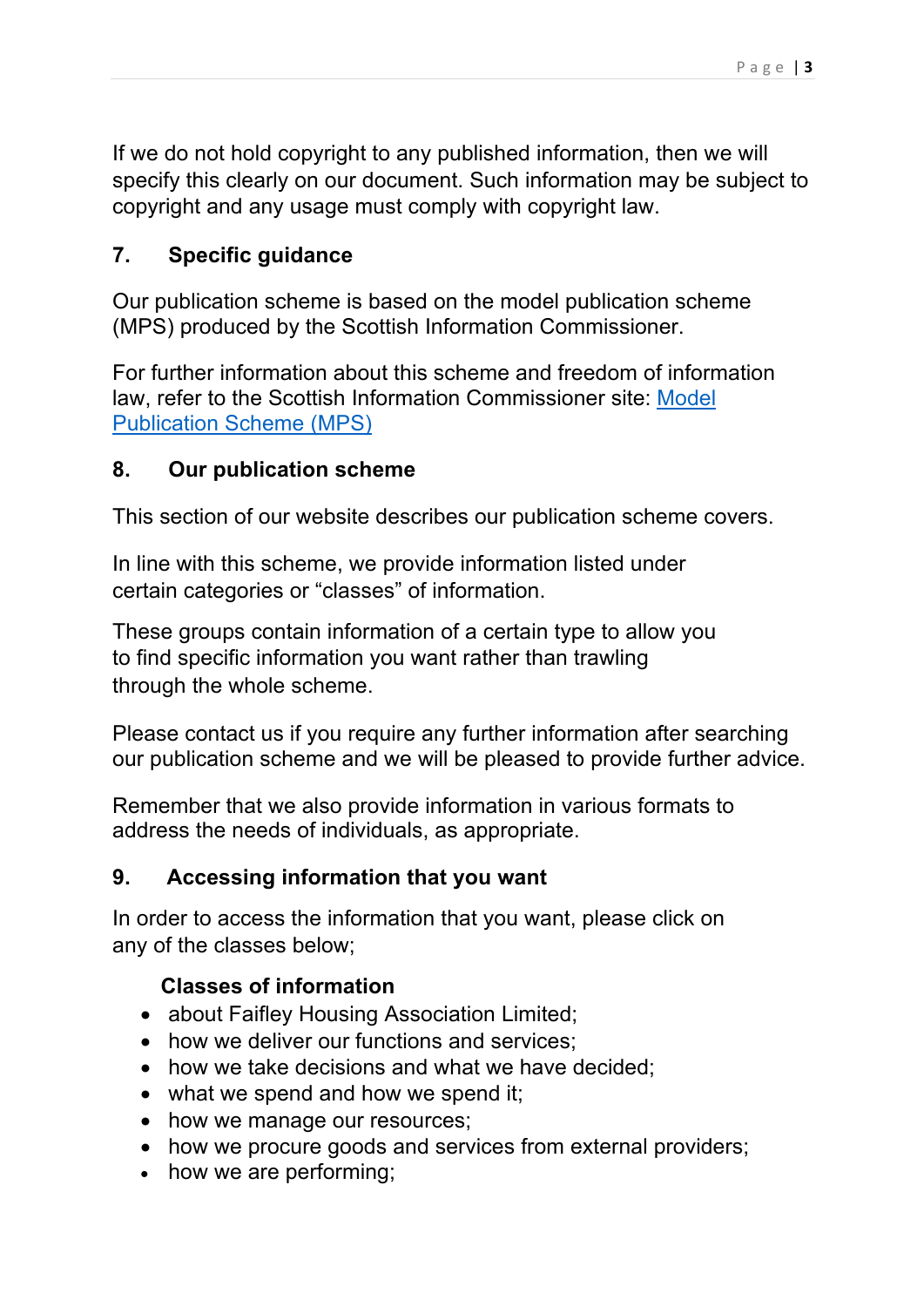If we do not hold copyright to any published information, then we will specify this clearly on our document. Such information may be subject to copyright and any usage must comply with copyright law.

## 7. Specific guidance

Our publication scheme is based on the model publication scheme (MPS) produced by the Scottish Information Commissioner.

For further information about this scheme and freedom of information law, refer to the Scottish Information Commissioner site: [Model Publication Scheme (MPS)]

## 8. Our publication scheme

This section of our website describes our publication scheme covers.

In line with this scheme, we provide information listed under certain categories or "classes" of information.

These groups contain information of a certain type to allow you to find specific information you want rather than trawling through the whole scheme.

Please contact us if you require any further information after searching our publication scheme and we will be pleased to provide further advice.

Remember that we also provide information in various formats to address the needs of individuals, as appropriate.

## 9. Accessing information that you want

In order to access the information that you want, please click on any of the classes below;

**Classes of information**

- about Faifley Housing Association Limited;
- how we deliver our functions and services;
- how we take decisions and what we have decided;
- what we spend and how we spend it;
- how we manage our resources;
- how we procure goods and services from external providers;
- how we are performing;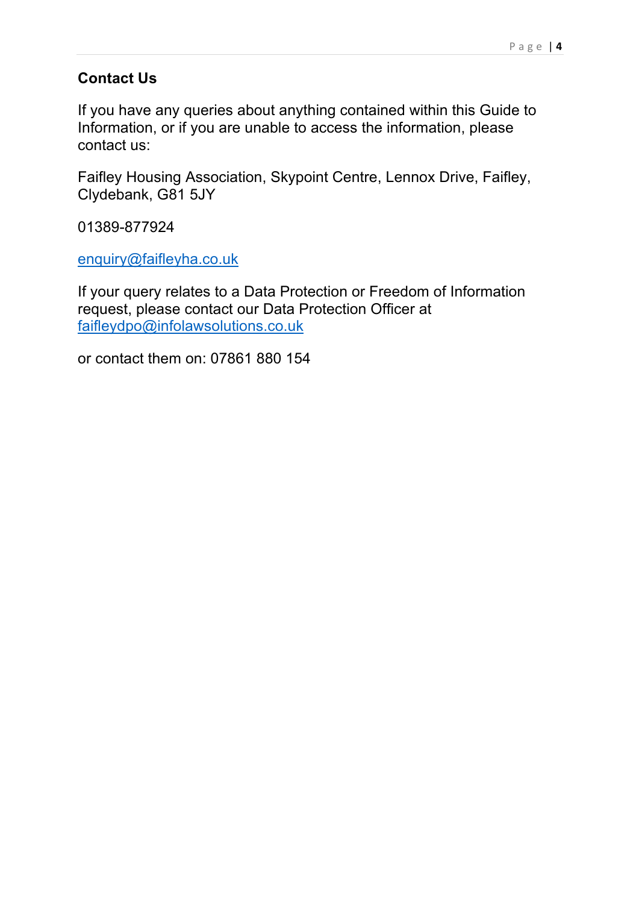## Contact Us

If you have any queries about anything contained within this Guide to Information, or if you are unable to access the information, please contact us:

Faifley Housing Association, Skypoint Centre, Lennox Drive, Faifley, Clydebank, G81 5JY

01389-877924

enquiry@faifleyha.co.uk

If your query relates to a Data Protection or Freedom of Information request, please contact our Data Protection Officer at faifleydpo@infolawsolutions.co.uk

or contact them on: 07861 880 154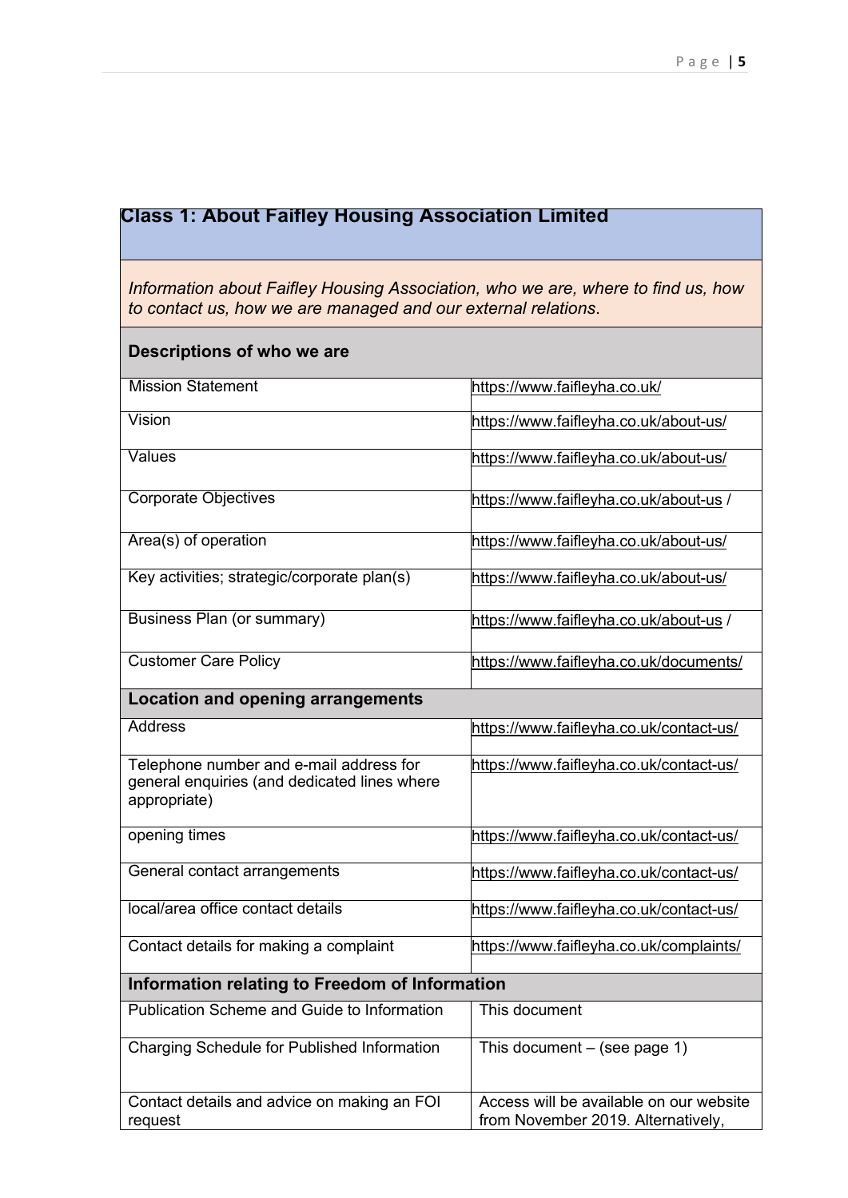| Class 1: About Faifley Housing Association Limited | |
|---|---|
| *Information about Faifley Housing Association, who we are, where to find us, how to contact us, how we are managed and our external relations.* | |
| **Descriptions of who we are** | |
| Mission Statement | https://www.faifleyha.co.uk/ |
| Vision | https://www.faifleyha.co.uk/about-us/ |
| Values | https://www.faifleyha.co.uk/about-us/ |
| Corporate Objectives | https://www.faifleyha.co.uk/about-us / |
| Area(s) of operation | https://www.faifleyha.co.uk/about-us/ |
| Key activities; strategic/corporate plan(s) | https://www.faifleyha.co.uk/about-us/ |
| Business Plan (or summary) | https://www.faifleyha.co.uk/about-us / |
| Customer Care Policy | https://www.faifleyha.co.uk/documents/ |
| **Location and opening arrangements** | |
| Address | https://www.faifleyha.co.uk/contact-us/ |
| Telephone number and e-mail address for general enquiries (and dedicated lines where appropriate) | https://www.faifleyha.co.uk/contact-us/ |
| opening times | https://www.faifleyha.co.uk/contact-us/ |
| General contact arrangements | https://www.faifleyha.co.uk/contact-us/ |
| local/area office contact details | https://www.faifleyha.co.uk/contact-us/ |
| Contact details for making a complaint | https://www.faifleyha.co.uk/complaints/ |
| **Information relating to Freedom of Information** | |
| Publication Scheme and Guide to Information | This document |
| Charging Schedule for Published Information | This document – (see page 1) |
| Contact details and advice on making an FOI request | Access will be available on our website from November 2019. Alternatively, |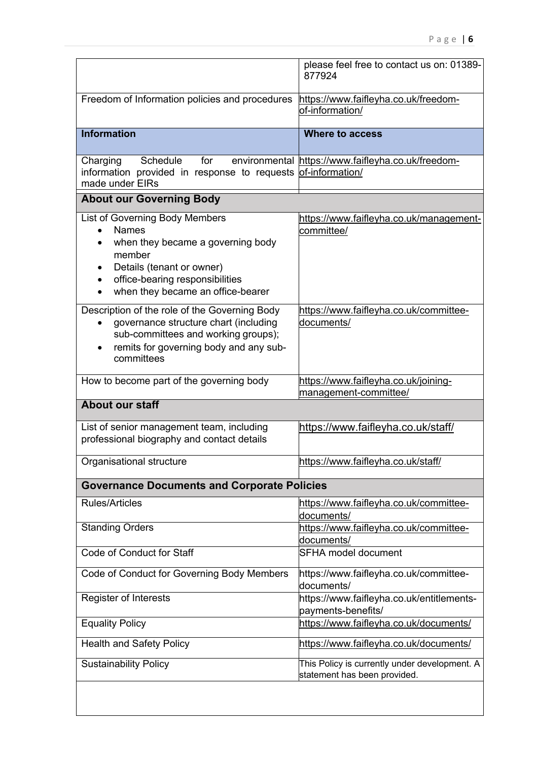| | |
|---|---|
| | please feel free to contact us on: 01389-877924 |
| Freedom of Information policies and procedures | https://www.faifleyha.co.uk/freedom-of-information/ |
| **Information** | **Where to access** |
| Charging Schedule for environmental information provided in response to requests made under EIRs | https://www.faifleyha.co.uk/freedom-of-information/ |
| **About our Governing Body** | |
| List of Governing Body Members<br>• Names<br>• when they became a governing body member<br>• Details (tenant or owner)<br>• office-bearing responsibilities<br>• when they became an office-bearer | https://www.faifleyha.co.uk/management-committee/ |
| Description of the role of the Governing Body<br>• governance structure chart (including sub-committees and working groups);<br>• remits for governing body and any sub-committees | https://www.faifleyha.co.uk/committee-documents/ |
| How to become part of the governing body | https://www.faifleyha.co.uk/joining-management-committee/ |
| **About our staff** | |
| List of senior management team, including professional biography and contact details | https://www.faifleyha.co.uk/staff/ |
| Organisational structure | https://www.faifleyha.co.uk/staff/ |
| **Governance Documents and Corporate Policies** | |
| Rules/Articles | https://www.faifleyha.co.uk/committee-documents/ |
| Standing Orders | https://www.faifleyha.co.uk/committee-documents/ |
| Code of Conduct for Staff | SFHA model document |
| Code of Conduct for Governing Body Members | https://www.faifleyha.co.uk/committee-documents/ |
| Register of Interests | https://www.faifleyha.co.uk/entitlements-payments-benefits/ |
| Equality Policy | https://www.faifleyha.co.uk/documents/ |
| Health and Safety Policy | https://www.faifleyha.co.uk/documents/ |
| Sustainability Policy | This Policy is currently under development. A statement has been provided. |
| | |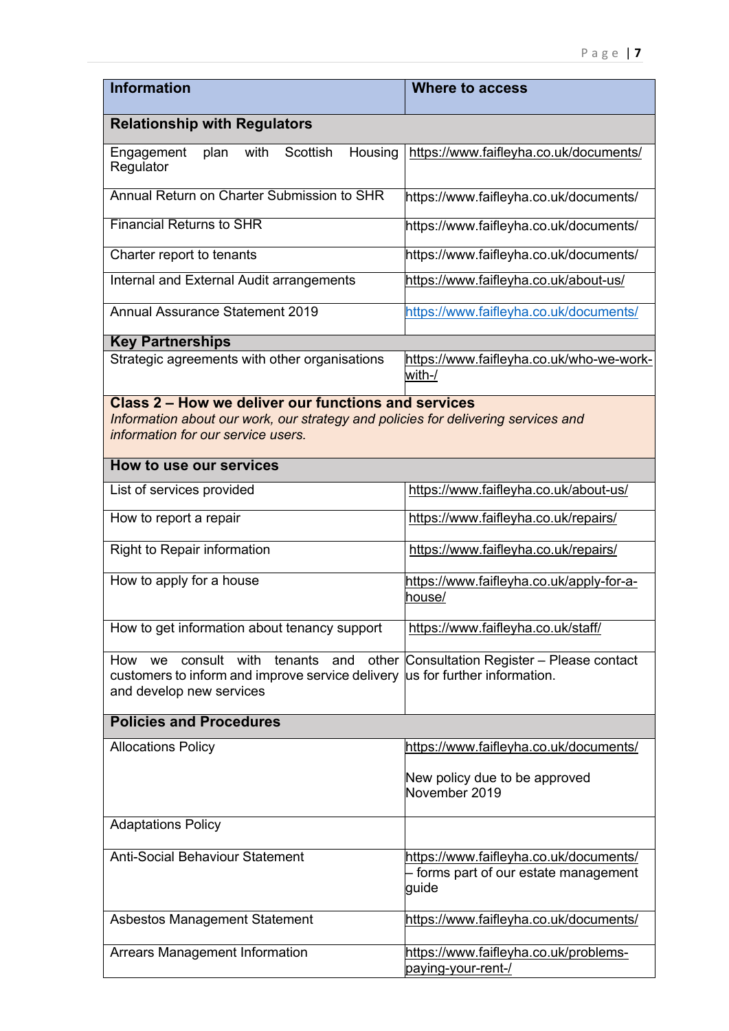| Information | Where to access |
|---|---|
| **Relationship with Regulators** | |
| Engagement plan with Scottish Housing Regulator | https://www.faifleyha.co.uk/documents/ |
| Annual Return on Charter Submission to SHR | https://www.faifleyha.co.uk/documents/ |
| Financial Returns to SHR | https://www.faifleyha.co.uk/documents/ |
| Charter report to tenants | https://www.faifleyha.co.uk/documents/ |
| Internal and External Audit arrangements | https://www.faifleyha.co.uk/about-us/ |
| Annual Assurance Statement 2019 | https://www.faifleyha.co.uk/documents/ |
| **Key Partnerships** | |
| Strategic agreements with other organisations | https://www.faifleyha.co.uk/who-we-work-with-/ |
| **Class 2 – How we deliver our functions and services** *Information about our work, our strategy and policies for delivering services and information for our service users.* | |
| **How to use our services** | |
| List of services provided | https://www.faifleyha.co.uk/about-us/ |
| How to report a repair | https://www.faifleyha.co.uk/repairs/ |
| Right to Repair information | https://www.faifleyha.co.uk/repairs/ |
| How to apply for a house | https://www.faifleyha.co.uk/apply-for-a-house/ |
| How to get information about tenancy support | https://www.faifleyha.co.uk/staff/ |
| How we consult with tenants and other customers to inform and improve service delivery and develop new services | Consultation Register – Please contact us for further information. |
| **Policies and Procedures** | |
| Allocations Policy | https://www.faifleyha.co.uk/documents/<br><br>New policy due to be approved November 2019 |
| Adaptations Policy | |
| Anti-Social Behaviour Statement | https://www.faifleyha.co.uk/documents/ – forms part of our estate management guide |
| Asbestos Management Statement | https://www.faifleyha.co.uk/documents/ |
| Arrears Management Information | https://www.faifleyha.co.uk/problems-paying-your-rent-/ |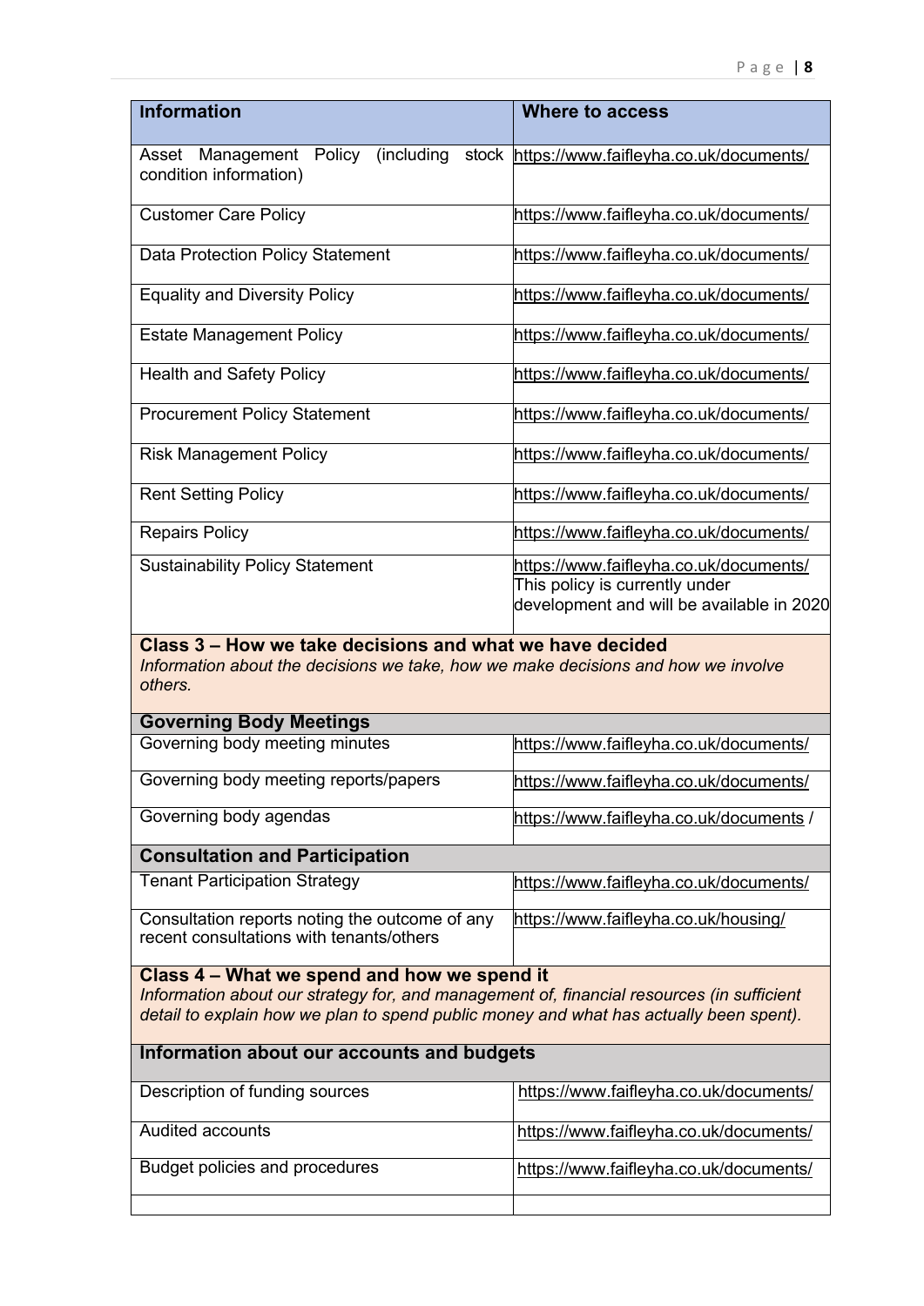| Information | Where to access |
|---|---|
| Asset Management Policy (including stock condition information) | https://www.faifleyha.co.uk/documents/ |
| Customer Care Policy | https://www.faifleyha.co.uk/documents/ |
| Data Protection Policy Statement | https://www.faifleyha.co.uk/documents/ |
| Equality and Diversity Policy | https://www.faifleyha.co.uk/documents/ |
| Estate Management Policy | https://www.faifleyha.co.uk/documents/ |
| Health and Safety Policy | https://www.faifleyha.co.uk/documents/ |
| Procurement Policy Statement | https://www.faifleyha.co.uk/documents/ |
| Risk Management Policy | https://www.faifleyha.co.uk/documents/ |
| Rent Setting Policy | https://www.faifleyha.co.uk/documents/ |
| Repairs Policy | https://www.faifleyha.co.uk/documents/ |
| Sustainability Policy Statement | https://www.faifleyha.co.uk/documents/ This policy is currently under development and will be available in 2020 |
| **Class 3 – How we take decisions and what we have decided** *Information about the decisions we take, how we make decisions and how we involve others.* | |
| **Governing Body Meetings** | |
| Governing body meeting minutes | https://www.faifleyha.co.uk/documents/ |
| Governing body meeting reports/papers | https://www.faifleyha.co.uk/documents/ |
| Governing body agendas | https://www.faifleyha.co.uk/documents / |
| **Consultation and Participation** | |
| Tenant Participation Strategy | https://www.faifleyha.co.uk/documents/ |
| Consultation reports noting the outcome of any recent consultations with tenants/others | https://www.faifleyha.co.uk/housing/ |
| **Class 4 – What we spend and how we spend it** *Information about our strategy for, and management of, financial resources (in sufficient detail to explain how we plan to spend public money and what has actually been spent).* | |
| **Information about our accounts and budgets** | |
| Description of funding sources | https://www.faifleyha.co.uk/documents/ |
| Audited accounts | https://www.faifleyha.co.uk/documents/ |
| Budget policies and procedures | https://www.faifleyha.co.uk/documents/ |
| | |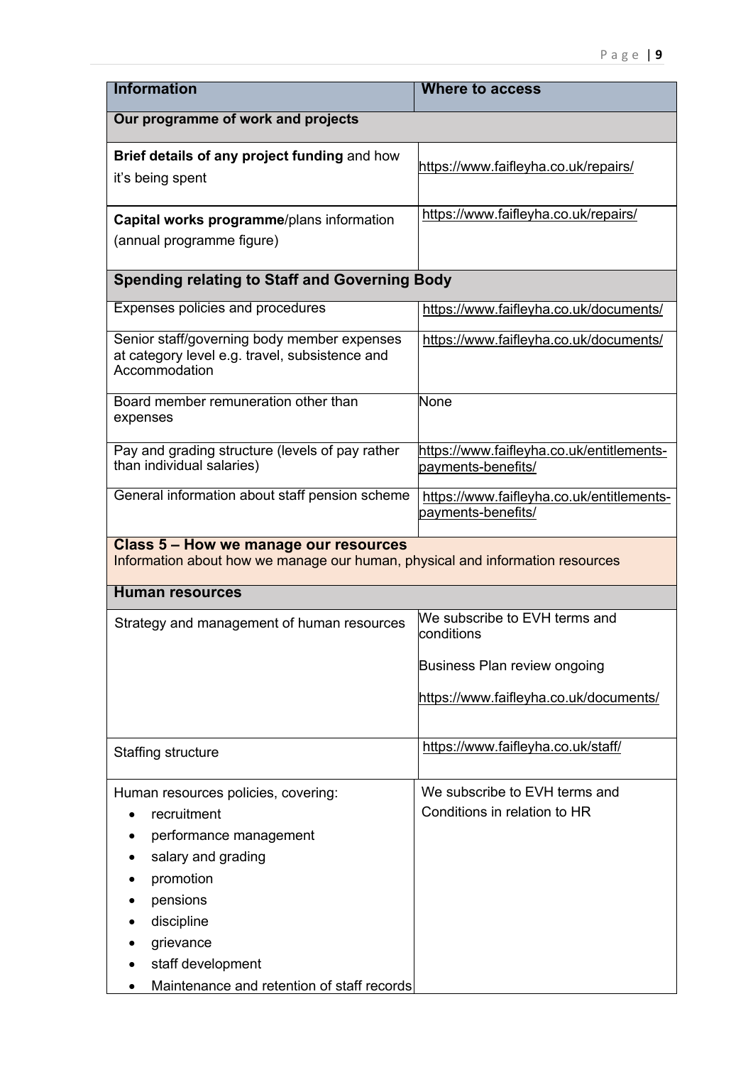| Information | Where to access |
| --- | --- |
| **Our programme of work and projects** | |
| **Brief details of any project funding** and how it's being spent | https://www.faifleyha.co.uk/repairs/ |
| **Capital works programme**/plans information (annual programme figure) | https://www.faifleyha.co.uk/repairs/ |
| **Spending relating to Staff and Governing Body** | |
| Expenses policies and procedures | https://www.faifleyha.co.uk/documents/ |
| Senior staff/governing body member expenses at category level e.g. travel, subsistence and Accommodation | https://www.faifleyha.co.uk/documents/ |
| Board member remuneration other than expenses | None |
| Pay and grading structure (levels of pay rather than individual salaries) | https://www.faifleyha.co.uk/entitlements-payments-benefits/ |
| General information about staff pension scheme | https://www.faifleyha.co.uk/entitlements-payments-benefits/ |
| **Class 5 – How we manage our resources**<br>Information about how we manage our human, physical and information resources | |
| **Human resources** | |
| Strategy and management of human resources | We subscribe to EVH terms and conditions<br><br>Business Plan review ongoing<br><br>https://www.faifleyha.co.uk/documents/ |
| Staffing structure | https://www.faifleyha.co.uk/staff/ |
| Human resources policies, covering:<br>• recruitment<br>• performance management<br>• salary and grading<br>• promotion<br>• pensions<br>• discipline<br>• grievance<br>• staff development<br>• Maintenance and retention of staff records | We subscribe to EVH terms and Conditions in relation to HR |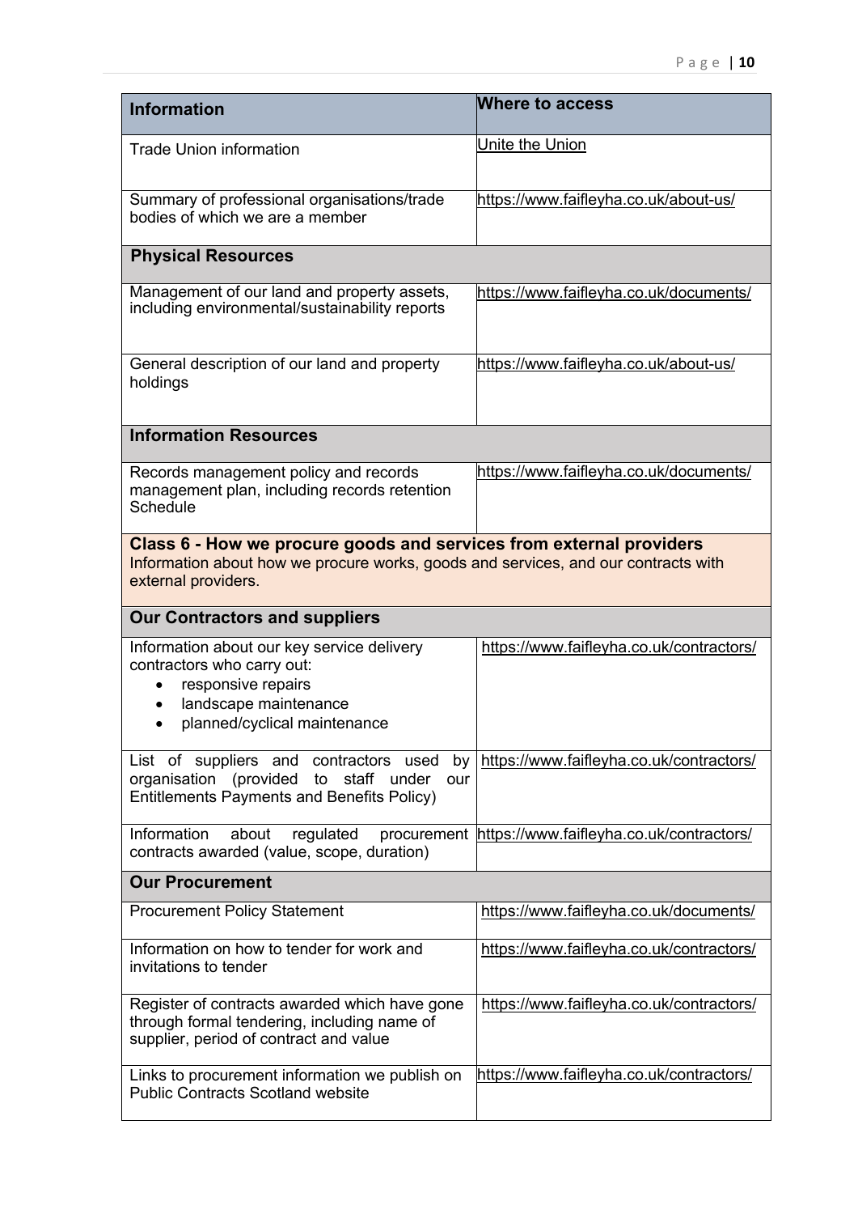| Information | Where to access |
| --- | --- |
| Trade Union information | Unite the Union |
| Summary of professional organisations/trade bodies of which we are a member | https://www.faifleyha.co.uk/about-us/ |
| **Physical Resources** | |
| Management of our land and property assets, including environmental/sustainability reports | https://www.faifleyha.co.uk/documents/ |
| General description of our land and property holdings | https://www.faifleyha.co.uk/about-us/ |
| **Information Resources** | |
| Records management policy and records management plan, including records retention Schedule | https://www.faifleyha.co.uk/documents/ |
| **Class 6 - How we procure goods and services from external providers** Information about how we procure works, goods and services, and our contracts with external providers. | |
| **Our Contractors and suppliers** | |
| Information about our key service delivery contractors who carry out: • responsive repairs • landscape maintenance • planned/cyclical maintenance | https://www.faifleyha.co.uk/contractors/ |
| List of suppliers and contractors used by organisation (provided to staff under our Entitlements Payments and Benefits Policy) | https://www.faifleyha.co.uk/contractors/ |
| Information about regulated procurement contracts awarded (value, scope, duration) | https://www.faifleyha.co.uk/contractors/ |
| **Our Procurement** | |
| Procurement Policy Statement | https://www.faifleyha.co.uk/documents/ |
| Information on how to tender for work and invitations to tender | https://www.faifleyha.co.uk/contractors/ |
| Register of contracts awarded which have gone through formal tendering, including name of supplier, period of contract and value | https://www.faifleyha.co.uk/contractors/ |
| Links to procurement information we publish on Public Contracts Scotland website | https://www.faifleyha.co.uk/contractors/ |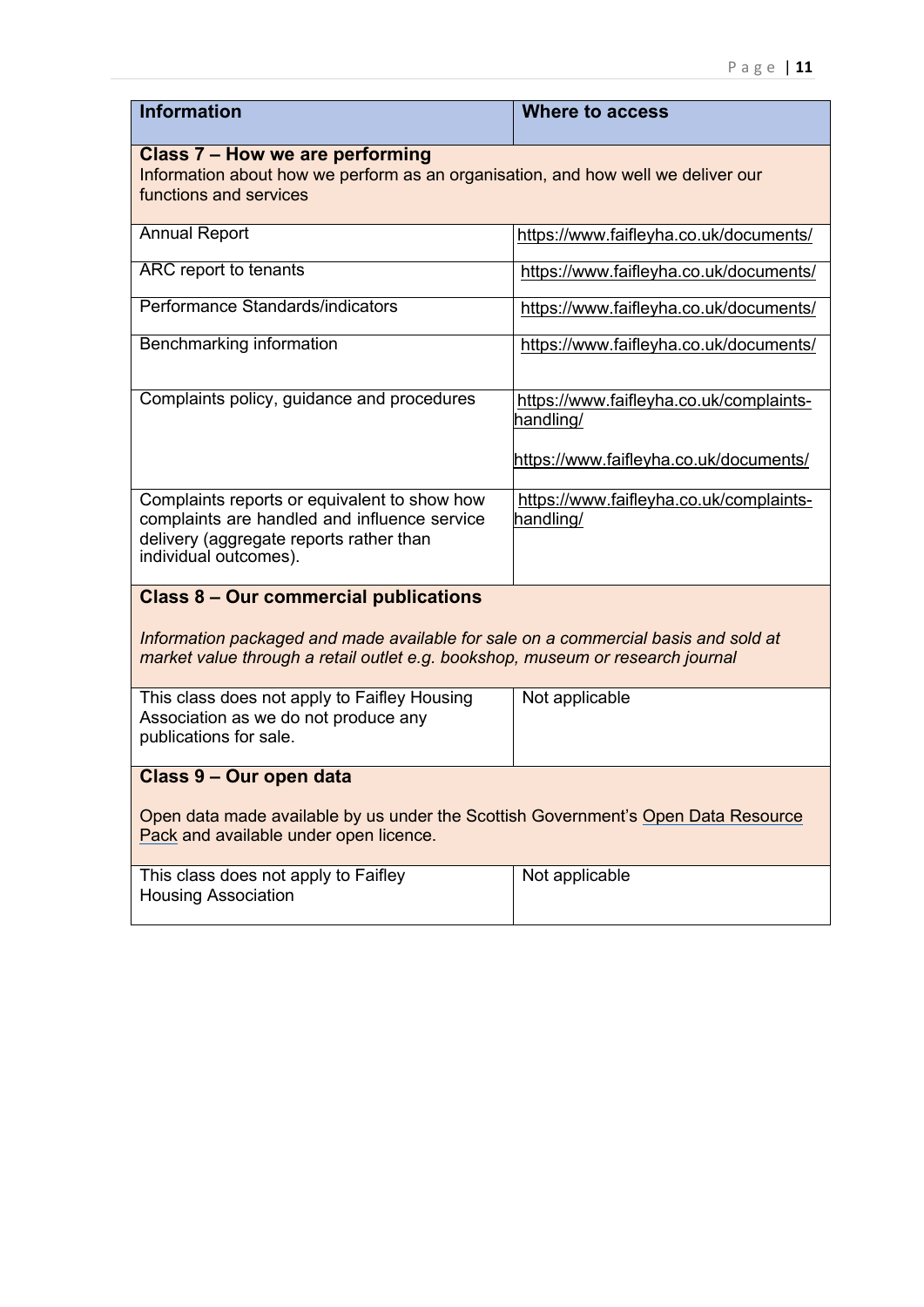| Information | Where to access |
|---|---|
| **Class 7 – How we are performing**<br>Information about how we perform as an organisation, and how well we deliver our functions and services | |
| Annual Report | https://www.faifleyha.co.uk/documents/ |
| ARC report to tenants | https://www.faifleyha.co.uk/documents/ |
| Performance Standards/indicators | https://www.faifleyha.co.uk/documents/ |
| Benchmarking information | https://www.faifleyha.co.uk/documents/ |
| Complaints policy, guidance and procedures | https://www.faifleyha.co.uk/complaints-handling/<br><br>https://www.faifleyha.co.uk/documents/ |
| Complaints reports or equivalent to show how complaints are handled and influence service delivery (aggregate reports rather than individual outcomes). | https://www.faifleyha.co.uk/complaints-handling/ |
| **Class 8 – Our commercial publications**<br><br>*Information packaged and made available for sale on a commercial basis and sold at market value through a retail outlet e.g. bookshop, museum or research journal* | |
| This class does not apply to Faifley Housing Association as we do not produce any publications for sale. | Not applicable |
| **Class 9 – Our open data**<br><br>Open data made available by us under the Scottish Government's Open Data Resource Pack and available under open licence. | |
| This class does not apply to Faifley Housing Association | Not applicable |